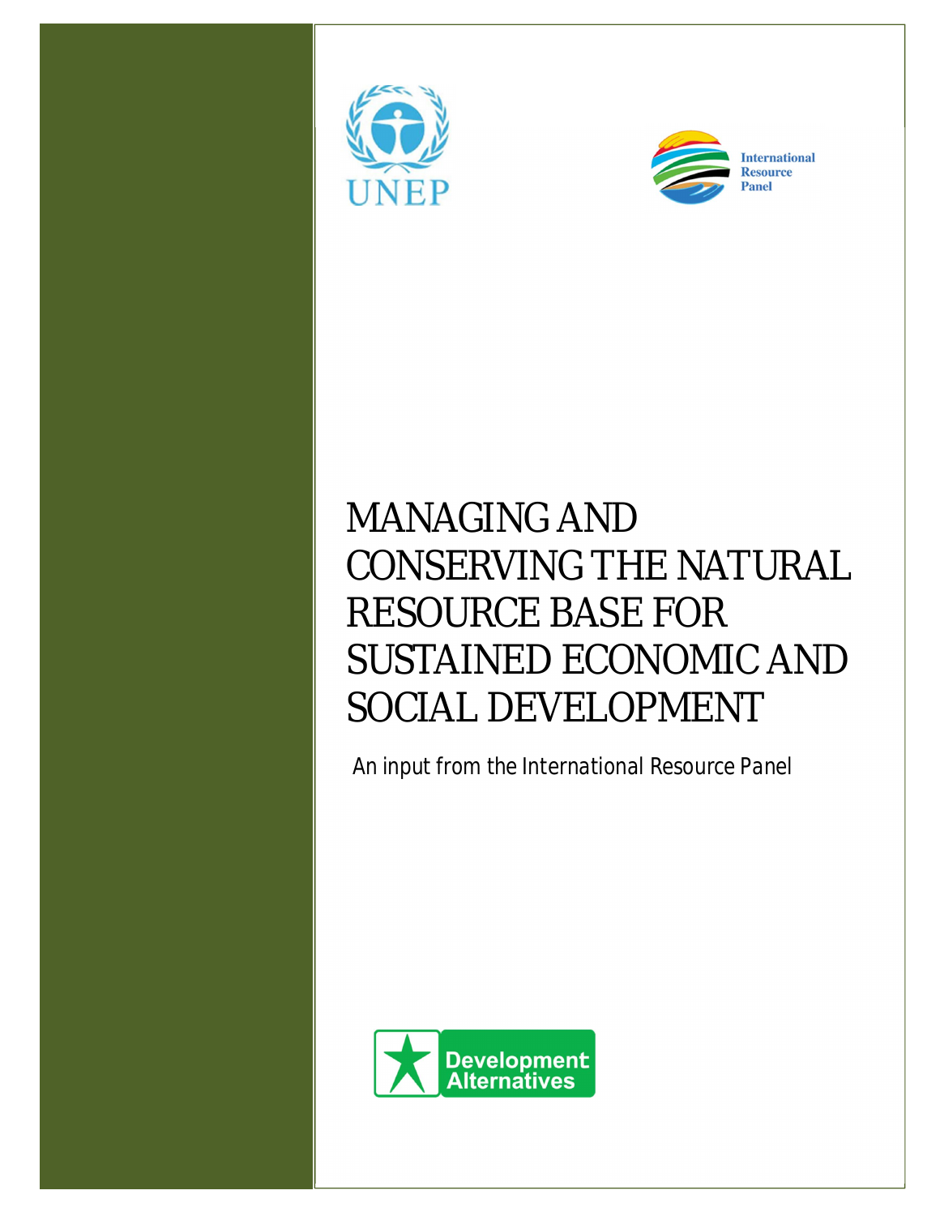UNEP

International Resource Panel

# MANAGING AND CONSERVING THE NATURAL RESOURCE BASE FOR SUSTAINED ECONOMIC AND SOCIAL DEVELOPMENT

An input from the International Resource Panel

Development Alternatives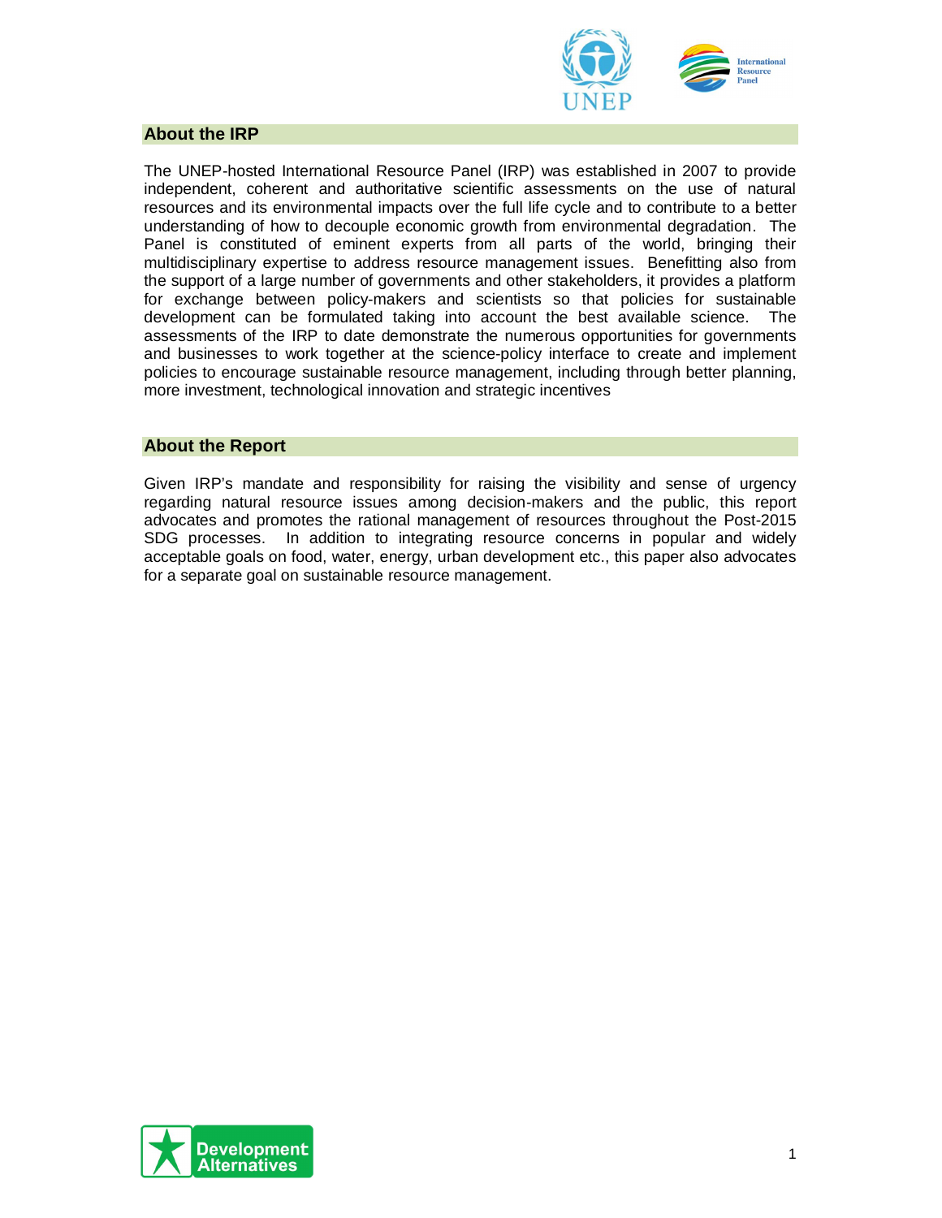## About the IRP

The UNEP-hosted International Resource Panel (IRP) was established in 2007 to provide independent, coherent and authoritative scientific assessments on the use of natural resources and its environmental impacts over the full life cycle and to contribute to a better understanding of how to decouple economic growth from environmental degradation. The Panel is constituted of eminent experts from all parts of the world, bringing their multidisciplinary expertise to address resource management issues. Benefitting also from the support of a large number of governments and other stakeholders, it provides a platform for exchange between policy-makers and scientists so that policies for sustainable development can be formulated taking into account the best available science. The assessments of the IRP to date demonstrate the numerous opportunities for governments and businesses to work together at the science-policy interface to create and implement policies to encourage sustainable resource management, including through better planning, more investment, technological innovation and strategic incentives

## About the Report

Given IRP's mandate and responsibility for raising the visibility and sense of urgency regarding natural resource issues among decision-makers and the public, this report advocates and promotes the rational management of resources throughout the Post-2015 SDG processes. In addition to integrating resource concerns in popular and widely acceptable goals on food, water, energy, urban development etc., this paper also advocates for a separate goal on sustainable resource management.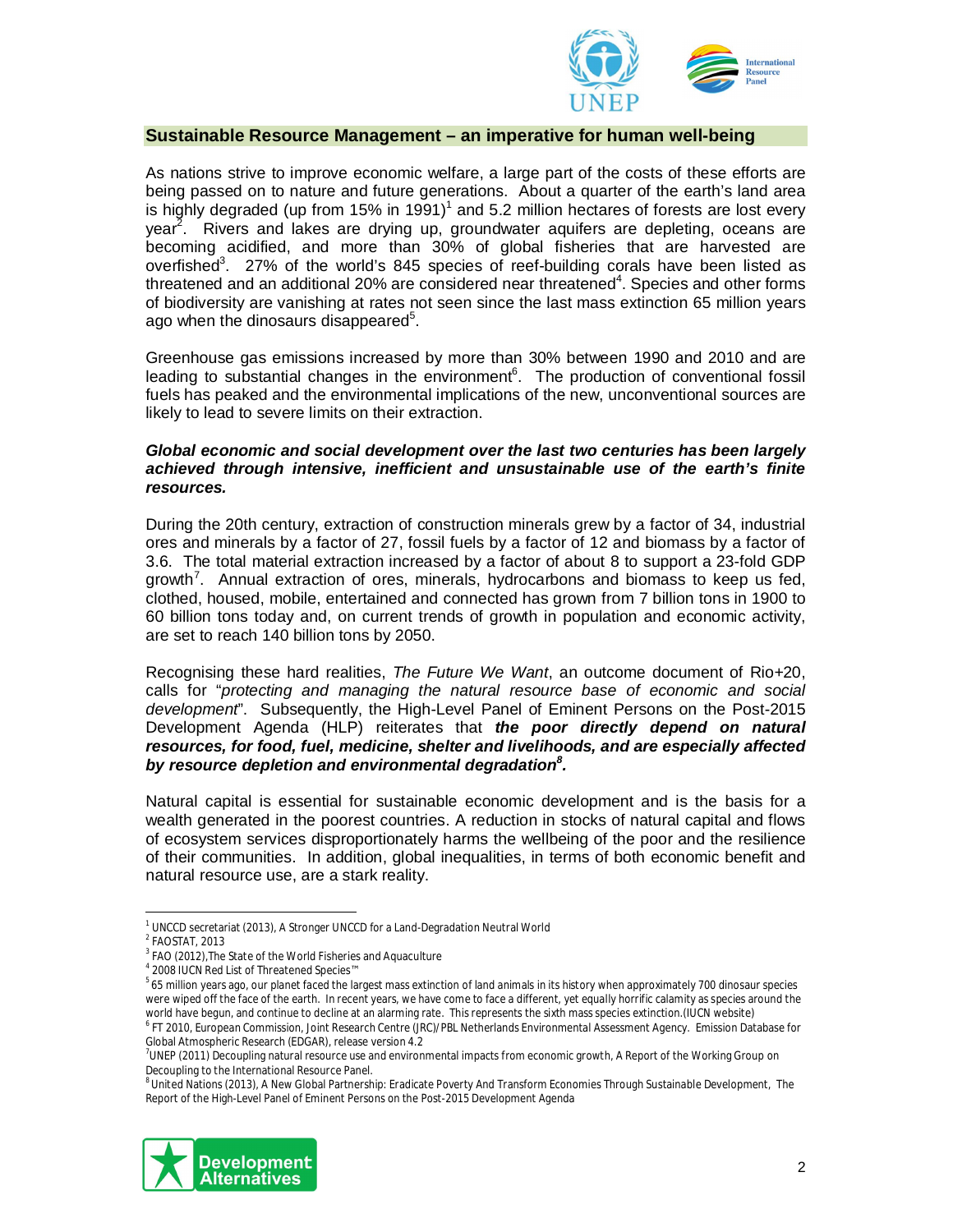## Sustainable Resource Management – an imperative for human well-being

As nations strive to improve economic welfare, a large part of the costs of these efforts are being passed on to nature and future generations. About a quarter of the earth's land area is highly degraded (up from 15% in 1991)[1] and 5.2 million hectares of forests are lost every year[2]. Rivers and lakes are drying up, groundwater aquifers are depleting, oceans are becoming acidified, and more than 30% of global fisheries that are harvested are overfished[3]. 27% of the world's 845 species of reef-building corals have been listed as threatened and an additional 20% are considered near threatened[4]. Species and other forms of biodiversity are vanishing at rates not seen since the last mass extinction 65 million years ago when the dinosaurs disappeared[5].

Greenhouse gas emissions increased by more than 30% between 1990 and 2010 and are leading to substantial changes in the environment[6]. The production of conventional fossil fuels has peaked and the environmental implications of the new, unconventional sources are likely to lead to severe limits on their extraction.

***Global economic and social development over the last two centuries has been largely achieved through intensive, inefficient and unsustainable use of the earth's finite resources.***

During the 20th century, extraction of construction minerals grew by a factor of 34, industrial ores and minerals by a factor of 27, fossil fuels by a factor of 12 and biomass by a factor of 3.6. The total material extraction increased by a factor of about 8 to support a 23-fold GDP growth[7]. Annual extraction of ores, minerals, hydrocarbons and biomass to keep us fed, clothed, housed, mobile, entertained and connected has grown from 7 billion tons in 1900 to 60 billion tons today and, on current trends of growth in population and economic activity, are set to reach 140 billion tons by 2050.

Recognising these hard realities, *The Future We Want*, an outcome document of Rio+20, calls for "*protecting and managing the natural resource base of economic and social development*". Subsequently, the High-Level Panel of Eminent Persons on the Post-2015 Development Agenda (HLP) reiterates that ***the poor directly depend on natural resources, for food, fuel, medicine, shelter and livelihoods, and are especially affected by resource depletion and environmental degradation[8].***

Natural capital is essential for sustainable economic development and is the basis for a wealth generated in the poorest countries. A reduction in stocks of natural capital and flows of ecosystem services disproportionately harms the wellbeing of the poor and the resilience of their communities. In addition, global inequalities, in terms of both economic benefit and natural resource use, are a stark reality.

---

[1] UNCCD secretariat (2013), A Stronger UNCCD for a Land-Degradation Neutral World

[2] FAOSTAT, 2013

[3] FAO (2012),The State of the World Fisheries and Aquaculture

[4] 2008 IUCN Red List of Threatened Species™

[5] 65 million years ago, our planet faced the largest mass extinction of land animals in its history when approximately 700 dinosaur species were wiped off the face of the earth. In recent years, we have come to face a different, yet equally horrific calamity as species around the world have begun, and continue to decline at an alarming rate. This represents the sixth mass species extinction.(IUCN website)

[6] FT 2010, European Commission, Joint Research Centre (JRC)/PBL Netherlands Environmental Assessment Agency. Emission Database for Global Atmospheric Research (EDGAR), release version 4.2

[7] UNEP (2011) Decoupling natural resource use and environmental impacts from economic growth, A Report of the Working Group on Decoupling to the International Resource Panel.

[8] United Nations (2013), A New Global Partnership: Eradicate Poverty And Transform Economies Through Sustainable Development, The Report of the High-Level Panel of Eminent Persons on the Post-2015 Development Agenda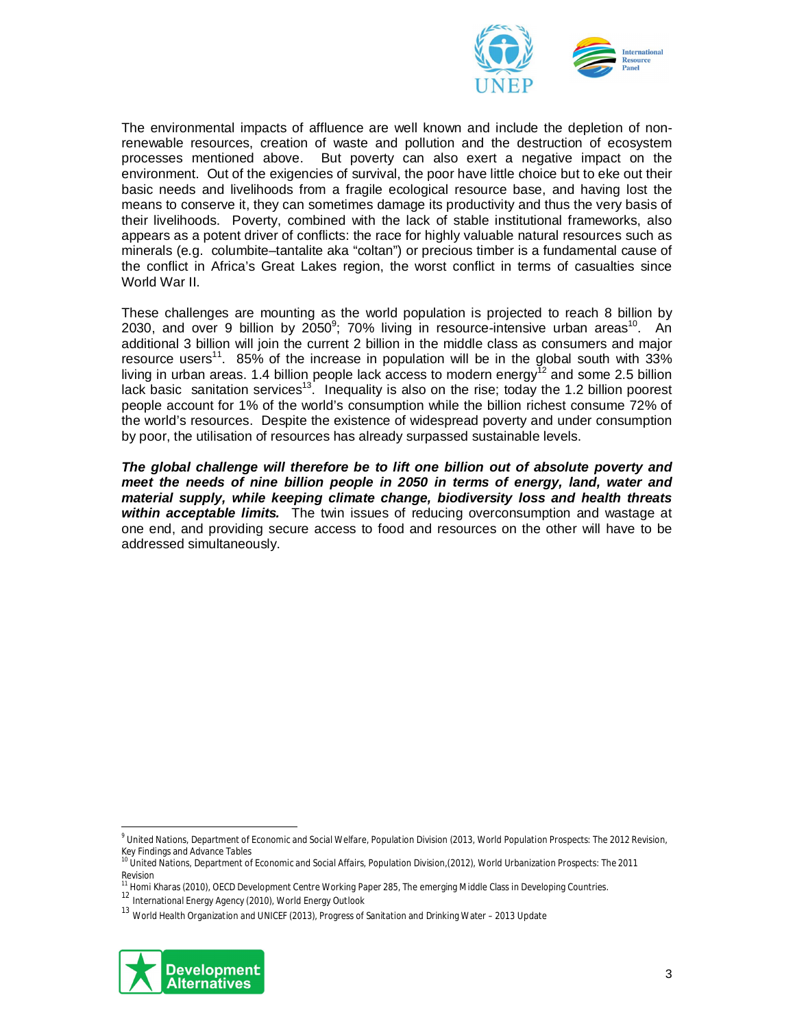The environmental impacts of affluence are well known and include the depletion of non-renewable resources, creation of waste and pollution and the destruction of ecosystem processes mentioned above. But poverty can also exert a negative impact on the environment. Out of the exigencies of survival, the poor have little choice but to eke out their basic needs and livelihoods from a fragile ecological resource base, and having lost the means to conserve it, they can sometimes damage its productivity and thus the very basis of their livelihoods. Poverty, combined with the lack of stable institutional frameworks, also appears as a potent driver of conflicts: the race for highly valuable natural resources such as minerals (e.g. columbite–tantalite aka "coltan") or precious timber is a fundamental cause of the conflict in Africa's Great Lakes region, the worst conflict in terms of casualties since World War II.

These challenges are mounting as the world population is projected to reach 8 billion by 2030, and over 9 billion by 2050[9]; 70% living in resource-intensive urban areas[10]. An additional 3 billion will join the current 2 billion in the middle class as consumers and major resource users[11]. 85% of the increase in population will be in the global south with 33% living in urban areas. 1.4 billion people lack access to modern energy[12] and some 2.5 billion lack basic sanitation services[13]. Inequality is also on the rise; today the 1.2 billion poorest people account for 1% of the world's consumption while the billion richest consume 72% of the world's resources. Despite the existence of widespread poverty and under consumption by poor, the utilisation of resources has already surpassed sustainable levels.

***The global challenge will therefore be to lift one billion out of absolute poverty and meet the needs of nine billion people in 2050 in terms of energy, land, water and material supply, while keeping climate change, biodiversity loss and health threats within acceptable limits.*** The twin issues of reducing overconsumption and wastage at one end, and providing secure access to food and resources on the other will have to be addressed simultaneously.

---

[9] United Nations, Department of Economic and Social Welfare, Population Division (2013, World Population Prospects: The 2012 Revision, Key Findings and Advance Tables

[10] United Nations, Department of Economic and Social Affairs, Population Division,(2012), World Urbanization Prospects: The 2011 Revision

[11] Homi Kharas (2010), OECD Development Centre Working Paper 285, The emerging Middle Class in Developing Countries.

[12] International Energy Agency (2010), World Energy Outlook

[13] World Health Organization and UNICEF (2013), Progress of Sanitation and Drinking Water – 2013 Update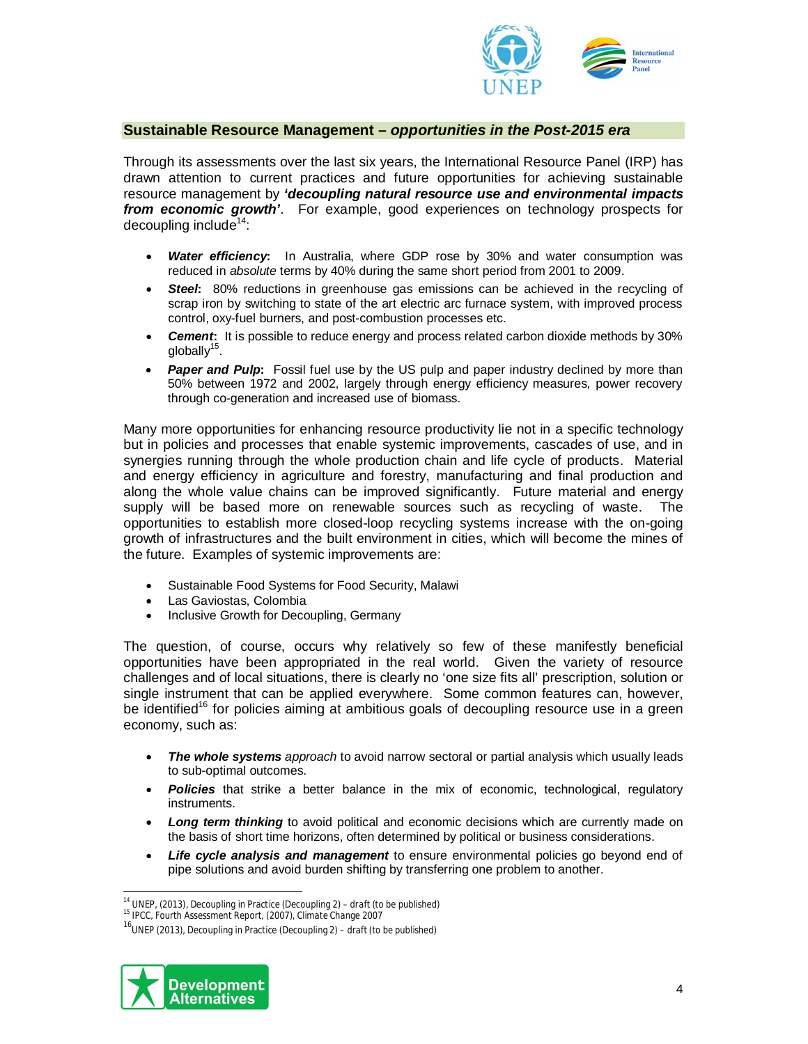## Sustainable Resource Management – *opportunities in the Post-2015 era*

Through its assessments over the last six years, the International Resource Panel (IRP) has drawn attention to current practices and future opportunities for achieving sustainable resource management by ***'decoupling natural resource use and environmental impacts from economic growth'***. For example, good experiences on technology prospects for decoupling include[14]:

- ***Water efficiency*:** In Australia, where GDP rose by 30% and water consumption was reduced in *absolute* terms by 40% during the same short period from 2001 to 2009.
- ***Steel*:** 80% reductions in greenhouse gas emissions can be achieved in the recycling of scrap iron by switching to state of the art electric arc furnace system, with improved process control, oxy-fuel burners, and post-combustion processes etc.
- ***Cement*:** It is possible to reduce energy and process related carbon dioxide methods by 30% globally[15].
- ***Paper and Pulp*:** Fossil fuel use by the US pulp and paper industry declined by more than 50% between 1972 and 2002, largely through energy efficiency measures, power recovery through co-generation and increased use of biomass.

Many more opportunities for enhancing resource productivity lie not in a specific technology but in policies and processes that enable systemic improvements, cascades of use, and in synergies running through the whole production chain and life cycle of products. Material and energy efficiency in agriculture and forestry, manufacturing and final production and along the whole value chains can be improved significantly. Future material and energy supply will be based more on renewable sources such as recycling of waste. The opportunities to establish more closed-loop recycling systems increase with the on-going growth of infrastructures and the built environment in cities, which will become the mines of the future. Examples of systemic improvements are:

- Sustainable Food Systems for Food Security, Malawi
- Las Gaviostas, Colombia
- Inclusive Growth for Decoupling, Germany

The question, of course, occurs why relatively so few of these manifestly beneficial opportunities have been appropriated in the real world. Given the variety of resource challenges and of local situations, there is clearly no 'one size fits all' prescription, solution or single instrument that can be applied everywhere. Some common features can, however, be identified[16] for policies aiming at ambitious goals of decoupling resource use in a green economy, such as:

- ***The whole systems*** *approach* to avoid narrow sectoral or partial analysis which usually leads to sub-optimal outcomes.
- ***Policies*** that strike a better balance in the mix of economic, technological, regulatory instruments.
- ***Long term thinking*** to avoid political and economic decisions which are currently made on the basis of short time horizons, often determined by political or business considerations.
- ***Life cycle analysis and management*** to ensure environmental policies go beyond end of pipe solutions and avoid burden shifting by transferring one problem to another.

---

[14] UNEP, (2013), Decoupling in Practice (Decoupling 2) – draft (to be published)

[15] IPCC, Fourth Assessment Report, (2007), Climate Change 2007

[16] UNEP (2013), Decoupling in Practice (Decoupling 2) – draft (to be published)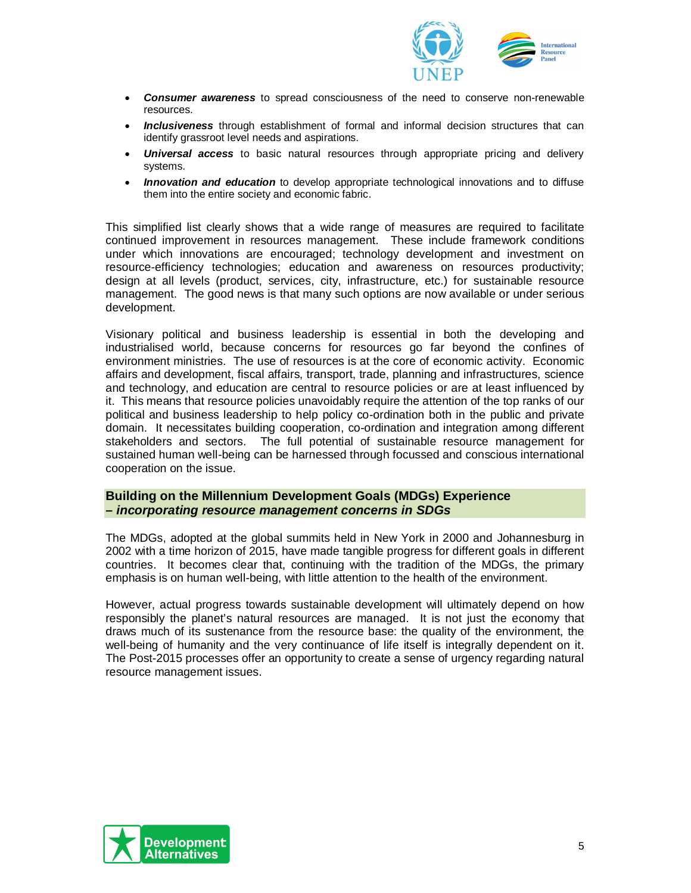- ***Consumer awareness*** to spread consciousness of the need to conserve non-renewable resources.
- ***Inclusiveness*** through establishment of formal and informal decision structures that can identify grassroot level needs and aspirations.
- ***Universal access*** to basic natural resources through appropriate pricing and delivery systems.
- ***Innovation and education*** to develop appropriate technological innovations and to diffuse them into the entire society and economic fabric.

This simplified list clearly shows that a wide range of measures are required to facilitate continued improvement in resources management. These include framework conditions under which innovations are encouraged; technology development and investment on resource-efficiency technologies; education and awareness on resources productivity; design at all levels (product, services, city, infrastructure, etc.) for sustainable resource management. The good news is that many such options are now available or under serious development.

Visionary political and business leadership is essential in both the developing and industrialised world, because concerns for resources go far beyond the confines of environment ministries. The use of resources is at the core of economic activity. Economic affairs and development, fiscal affairs, transport, trade, planning and infrastructures, science and technology, and education are central to resource policies or are at least influenced by it. This means that resource policies unavoidably require the attention of the top ranks of our political and business leadership to help policy co-ordination both in the public and private domain. It necessitates building cooperation, co-ordination and integration among different stakeholders and sectors. The full potential of sustainable resource management for sustained human well-being can be harnessed through focussed and conscious international cooperation on the issue.

## Building on the Millennium Development Goals (MDGs) Experience – *incorporating resource management concerns in SDGs*

The MDGs, adopted at the global summits held in New York in 2000 and Johannesburg in 2002 with a time horizon of 2015, have made tangible progress for different goals in different countries. It becomes clear that, continuing with the tradition of the MDGs, the primary emphasis is on human well-being, with little attention to the health of the environment.

However, actual progress towards sustainable development will ultimately depend on how responsibly the planet's natural resources are managed. It is not just the economy that draws much of its sustenance from the resource base: the quality of the environment, the well-being of humanity and the very continuance of life itself is integrally dependent on it. The Post-2015 processes offer an opportunity to create a sense of urgency regarding natural resource management issues.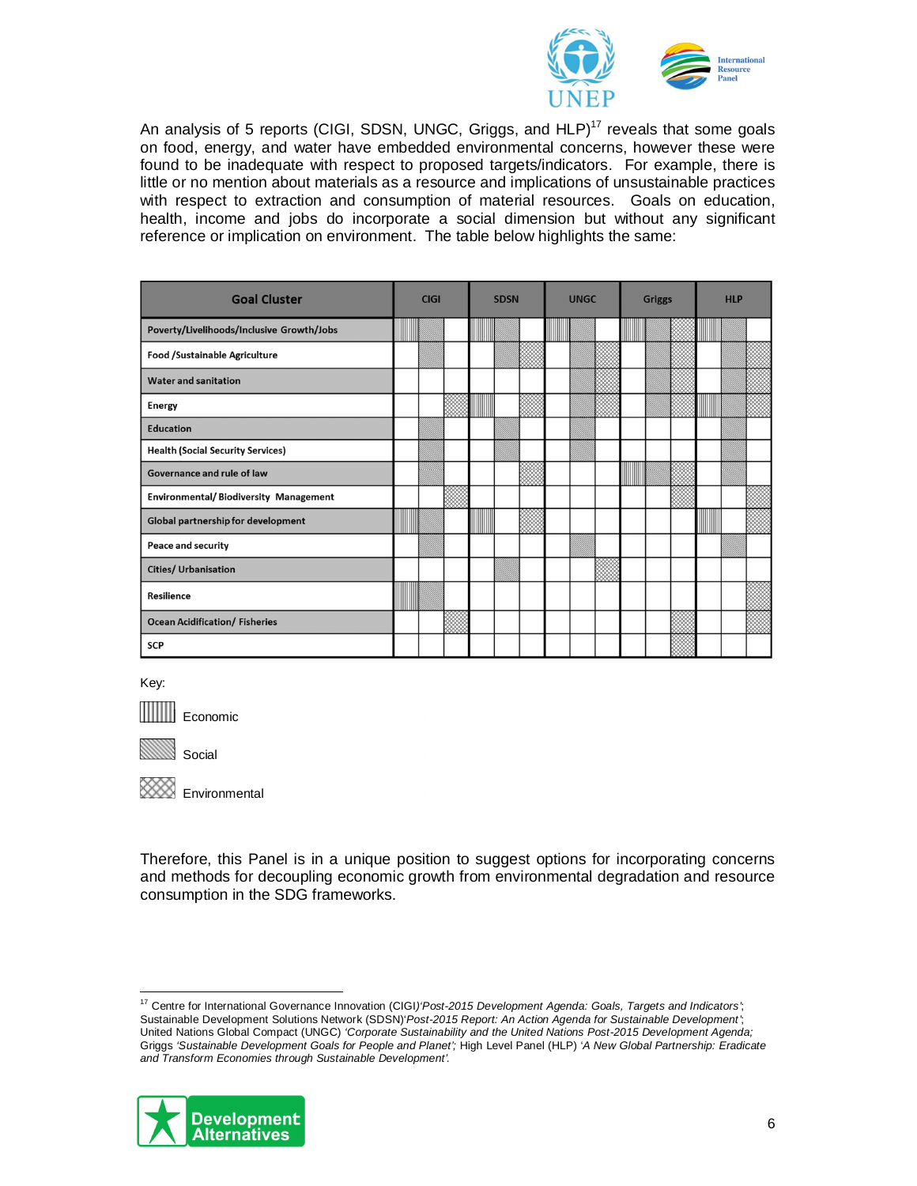An analysis of 5 reports (CIGI, SDSN, UNGC, Griggs, and HLP)[17] reveals that some goals on food, energy, and water have embedded environmental concerns, however these were found to be inadequate with respect to proposed targets/indicators. For example, there is little or no mention about materials as a resource and implications of unsustainable practices with respect to extraction and consumption of material resources. Goals on education, health, income and jobs do incorporate a social dimension but without any significant reference or implication on environment. The table below highlights the same:

| Goal Cluster | CIGI | | | SDSN | | | UNGC | | | Griggs | | | HLP | | |
|---|---|---|---|---|---|---|---|---|---|---|---|---|---|---|---|
| Poverty/Livelihoods/Inclusive Growth/Jobs | Economic | Social | | Economic | Social | | Economic | Social | | Economic | Social | Environmental | Economic | Social | |
| Food /Sustainable Agriculture | | Social | | | Social | Environmental | | Social | Environmental | | Social | Environmental | | Social | Environmental |
| Water and sanitation | | | | | | | | Social | Environmental | | Social | Environmental | | Social | Environmental |
| Energy | | | Environmental | Economic | | Environmental | | Social | Environmental | | Social | Environmental | Economic | Social | Environmental |
| Education | | Social | | | Social | | | Social | | | | | | Social | |
| Health (Social Security Services) | | Social | | | Social | | | Social | | | | | | Social | |
| Governance and rule of law | | Social | | | | Environmental | | | | Economic | Social | Environmental | | Social | |
| Environmental/ Biodiversity Management | | | Environmental | | | | | | | | | Environmental | | | Environmental |
| Global partnership for development | Economic | Social | | Economic | | Environmental | | | | | | | Economic | | Environmental |
| Peace and security | | Social | | | | | | Social | | | | | | Social | |
| Cities/ Urbanisation | | | | | Social | | | | Environmental | | | | | | |
| Resilience | Economic | Social | | | | | | | | | | | | | Environmental |
| Ocean Acidification/ Fisheries | | | Environmental | | | | | | | | | Environmental | | | Environmental |
| SCP | | | | | | | | | | | | Environmental | | | |

Key:

- Economic
- Social
- Environmental

Therefore, this Panel is in a unique position to suggest options for incorporating concerns and methods for decoupling economic growth from environmental degradation and resource consumption in the SDG frameworks.

---

[17] Centre for International Governance Innovation (CIGI)*'Post-2015 Development Agenda: Goals, Targets and Indicators'*; Sustainable Development Solutions Network (SDSN)*'Post-2015 Report: An Action Agenda for Sustainable Development'*; United Nations Global Compact (UNGC) *'Corporate Sustainability and the United Nations Post-2015 Development Agenda;* Griggs *'Sustainable Development Goals for People and Planet';* High Level Panel (HLP) *'A New Global Partnership: Eradicate and Transform Economies through Sustainable Development'.*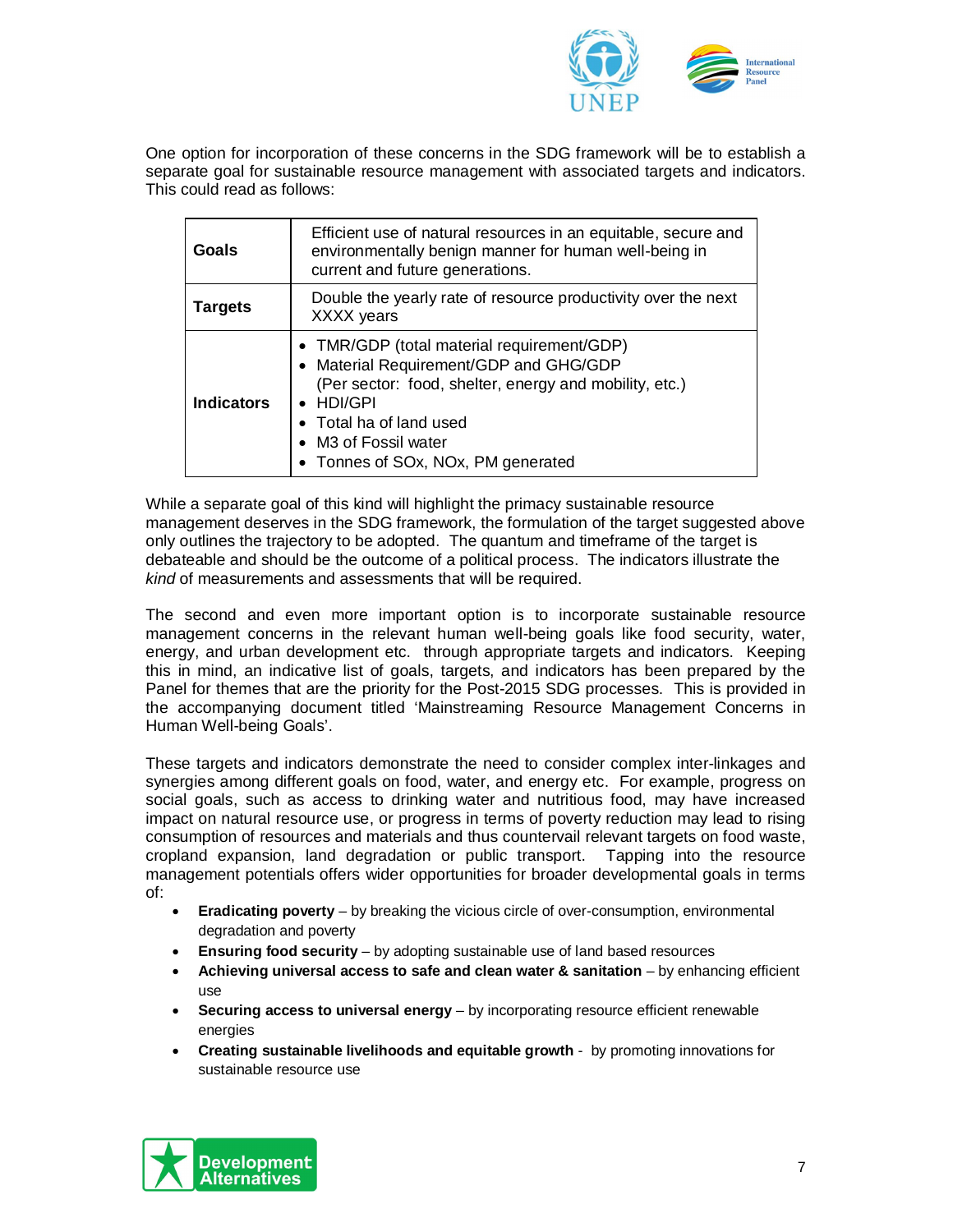One option for incorporation of these concerns in the SDG framework will be to establish a separate goal for sustainable resource management with associated targets and indicators. This could read as follows:

| | |
|---|---|
| **Goals** | Efficient use of natural resources in an equitable, secure and environmentally benign manner for human well-being in current and future generations. |
| **Targets** | Double the yearly rate of resource productivity over the next XXXX years |
| **Indicators** | • TMR/GDP (total material requirement/GDP)<br>• Material Requirement/GDP and GHG/GDP (Per sector: food, shelter, energy and mobility, etc.)<br>• HDI/GPI<br>• Total ha of land used<br>• M3 of Fossil water<br>• Tonnes of SOx, NOx, PM generated |

While a separate goal of this kind will highlight the primacy sustainable resource management deserves in the SDG framework, the formulation of the target suggested above only outlines the trajectory to be adopted. The quantum and timeframe of the target is debateable and should be the outcome of a political process. The indicators illustrate the *kind* of measurements and assessments that will be required.

The second and even more important option is to incorporate sustainable resource management concerns in the relevant human well-being goals like food security, water, energy, and urban development etc. through appropriate targets and indicators. Keeping this in mind, an indicative list of goals, targets, and indicators has been prepared by the Panel for themes that are the priority for the Post-2015 SDG processes. This is provided in the accompanying document titled 'Mainstreaming Resource Management Concerns in Human Well-being Goals'.

These targets and indicators demonstrate the need to consider complex inter-linkages and synergies among different goals on food, water, and energy etc. For example, progress on social goals, such as access to drinking water and nutritious food, may have increased impact on natural resource use, or progress in terms of poverty reduction may lead to rising consumption of resources and materials and thus countervail relevant targets on food waste, cropland expansion, land degradation or public transport. Tapping into the resource management potentials offers wider opportunities for broader developmental goals in terms of:

- **Eradicating poverty** – by breaking the vicious circle of over-consumption, environmental degradation and poverty
- **Ensuring food security** – by adopting sustainable use of land based resources
- **Achieving universal access to safe and clean water & sanitation** – by enhancing efficient use
- **Securing access to universal energy** – by incorporating resource efficient renewable energies
- **Creating sustainable livelihoods and equitable growth** - by promoting innovations for sustainable resource use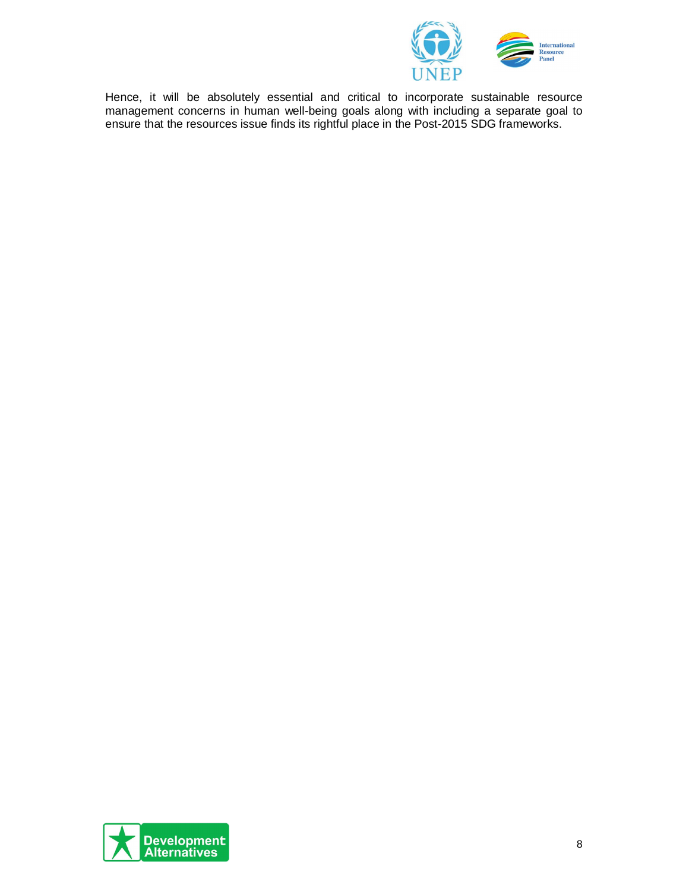Hence, it will be absolutely essential and critical to incorporate sustainable resource management concerns in human well-being goals along with including a separate goal to ensure that the resources issue finds its rightful place in the Post-2015 SDG frameworks.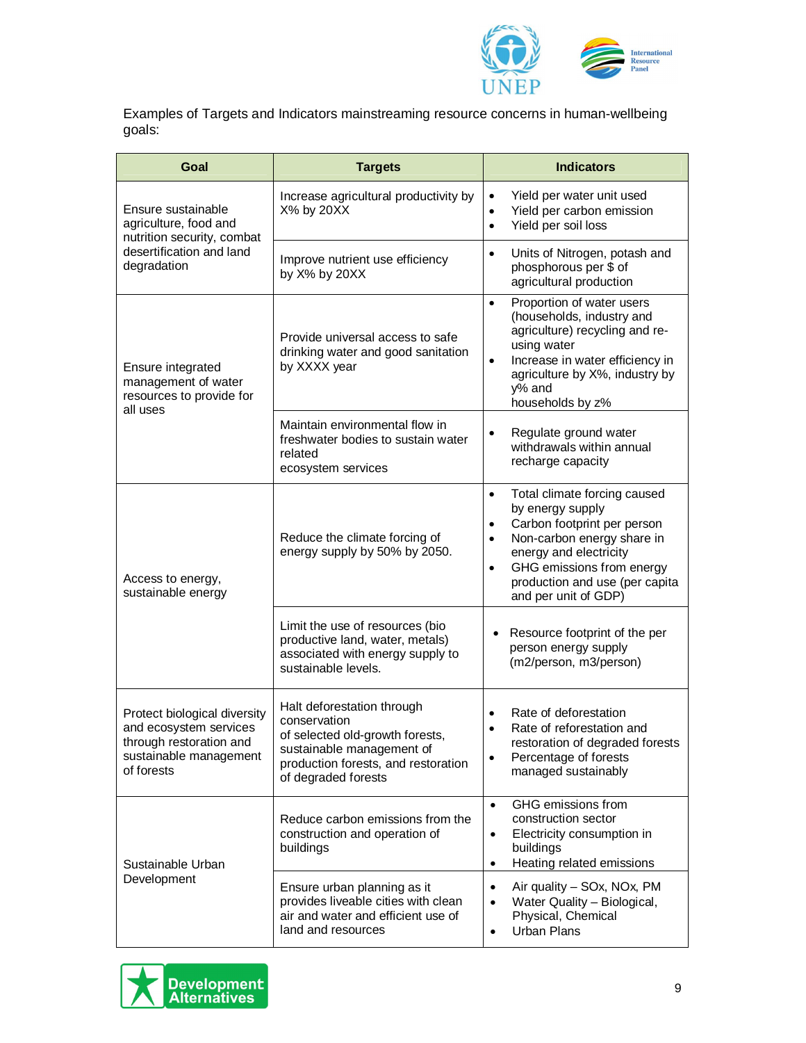Examples of Targets and Indicators mainstreaming resource concerns in human-wellbeing goals:

| Goal | Targets | Indicators |
|---|---|---|
| Ensure sustainable agriculture, food and nutrition security, combat desertification and land degradation | Increase agricultural productivity by X% by 20XX | • Yield per water unit used<br>• Yield per carbon emission<br>• Yield per soil loss |
| | Improve nutrient use efficiency by X% by 20XX | • Units of Nitrogen, potash and phosphorous per $ of agricultural production |
| Ensure integrated management of water resources to provide for all uses | Provide universal access to safe drinking water and good sanitation by XXXX year | • Proportion of water users (households, industry and agriculture) recycling and re-using water<br>• Increase in water efficiency in agriculture by X%, industry by y% and households by z% |
| | Maintain environmental flow in freshwater bodies to sustain water related ecosystem services | • Regulate ground water withdrawals within annual recharge capacity |
| Access to energy, sustainable energy | Reduce the climate forcing of energy supply by 50% by 2050. | • Total climate forcing caused by energy supply<br>• Carbon footprint per person<br>• Non-carbon energy share in energy and electricity<br>• GHG emissions from energy production and use (per capita and per unit of GDP) |
| | Limit the use of resources (bio productive land, water, metals) associated with energy supply to sustainable levels. | • Resource footprint of the per person energy supply ($m^2$/person, $m^3$/person) |
| Protect biological diversity and ecosystem services through restoration and sustainable management of forests | Halt deforestation through conservation of selected old-growth forests, sustainable management of production forests, and restoration of degraded forests | • Rate of deforestation<br>• Rate of reforestation and restoration of degraded forests<br>• Percentage of forests managed sustainably |
| Sustainable Urban Development | Reduce carbon emissions from the construction and operation of buildings | • GHG emissions from construction sector<br>• Electricity consumption in buildings<br>• Heating related emissions |
| | Ensure urban planning as it provides liveable cities with clean air and water and efficient use of land and resources | • Air quality – SOx, NOx, PM<br>• Water Quality – Biological, Physical, Chemical<br>• Urban Plans |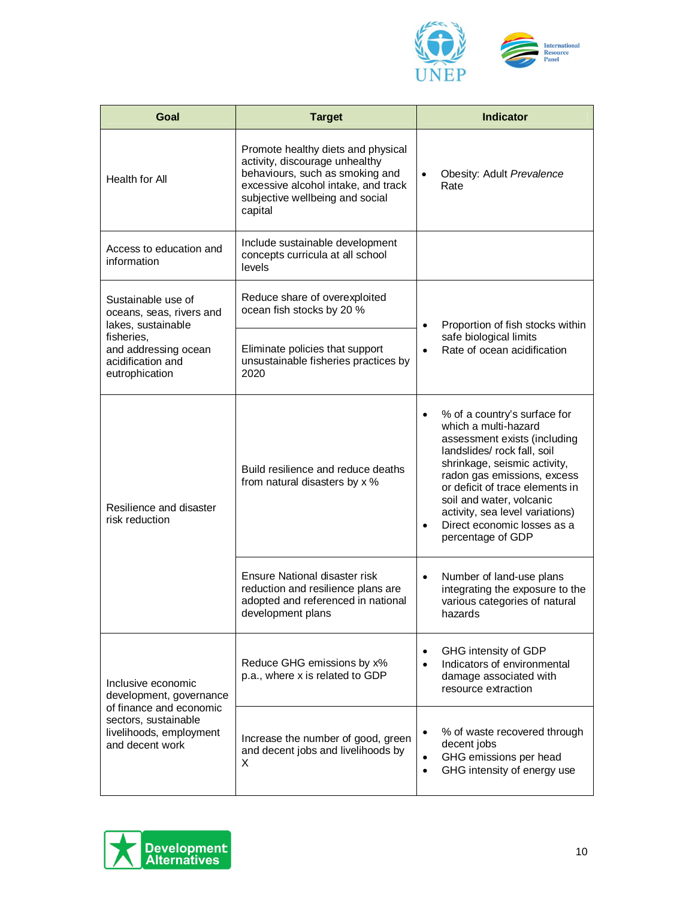| Goal | Target | Indicator |
|---|---|---|
| Health for All | Promote healthy diets and physical activity, discourage unhealthy behaviours, such as smoking and excessive alcohol intake, and track subjective wellbeing and social capital | • Obesity: Adult *Prevalence* Rate |
| Access to education and information | Include sustainable development concepts curricula at all school levels | |
| Sustainable use of oceans, seas, rivers and lakes, sustainable fisheries, and addressing ocean acidification and eutrophication | Reduce share of overexploited ocean fish stocks by 20 % | • Proportion of fish stocks within safe biological limits<br>• Rate of ocean acidification |
| | Eliminate policies that support unsustainable fisheries practices by 2020 | |
| Resilience and disaster risk reduction | Build resilience and reduce deaths from natural disasters by x % | • % of a country's surface for which a multi-hazard assessment exists (including landslides/ rock fall, soil shrinkage, seismic activity, radon gas emissions, excess or deficit of trace elements in soil and water, volcanic activity, sea level variations)<br>• Direct economic losses as a percentage of GDP |
| | Ensure National disaster risk reduction and resilience plans are adopted and referenced in national development plans | • Number of land-use plans integrating the exposure to the various categories of natural hazards |
| Inclusive economic development, governance of finance and economic sectors, sustainable livelihoods, employment and decent work | Reduce GHG emissions by x% p.a., where x is related to GDP | • GHG intensity of GDP<br>• Indicators of environmental damage associated with resource extraction |
| | Increase the number of good, green and decent jobs and livelihoods by X | • % of waste recovered through decent jobs<br>• GHG emissions per head<br>• GHG intensity of energy use |